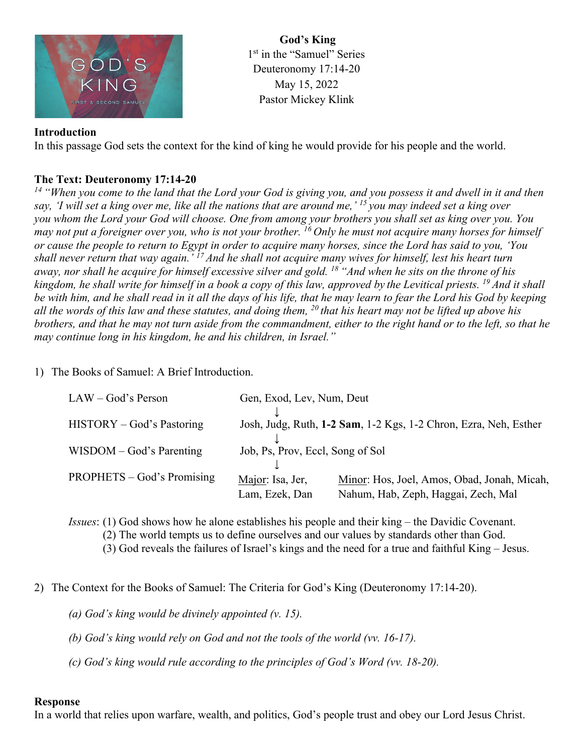**God's King**
1st in the "Samuel" Series
Deuteronomy 17:14-20
May 15, 2022
Pastor Mickey Klink

**Introduction**

In this passage God sets the context for the kind of king he would provide for his people and the world.

**The Text: Deuteronomy 17:14-20**

*[14] "When you come to the land that the Lord your God is giving you, and you possess it and dwell in it and then say, 'I will set a king over me, like all the nations that are around me,' [15] you may indeed set a king over you whom the Lord your God will choose. One from among your brothers you shall set as king over you. You may not put a foreigner over you, who is not your brother. [16] Only he must not acquire many horses for himself or cause the people to return to Egypt in order to acquire many horses, since the Lord has said to you, 'You shall never return that way again.' [17] And he shall not acquire many wives for himself, lest his heart turn away, nor shall he acquire for himself excessive silver and gold. [18] "And when he sits on the throne of his kingdom, he shall write for himself in a book a copy of this law, approved by the Levitical priests. [19] And it shall be with him, and he shall read in it all the days of his life, that he may learn to fear the Lord his God by keeping all the words of this law and these statutes, and doing them, [20] that his heart may not be lifted up above his brothers, and that he may not turn aside from the commandment, either to the right hand or to the left, so that he may continue long in his kingdom, he and his children, in Israel."*

1) The Books of Samuel: A Brief Introduction.

| | | |
|---|---|---|
| LAW – God's Person | Gen, Exod, Lev, Num, Deut | |
| | ↓ | |
| HISTORY – God's Pastoring | Josh, Judg, Ruth, **1-2 Sam**, 1-2 Kgs, 1-2 Chron, Ezra, Neh, Esther | |
| | ↓ | |
| WISDOM – God's Parenting | Job, Ps, Prov, Eccl, Song of Sol | |
| | ↓ | |
| PROPHETS – God's Promising | Major: Isa, Jer, Lam, Ezek, Dan | Minor: Hos, Joel, Amos, Obad, Jonah, Micah, Nahum, Hab, Zeph, Haggai, Zech, Mal |

*Issues*: (1) God shows how he alone establishes his people and their king – the Davidic Covenant.
(2) The world tempts us to define ourselves and our values by standards other than God.
(3) God reveals the failures of Israel's kings and the need for a true and faithful King – Jesus.

2) The Context for the Books of Samuel: The Criteria for God's King (Deuteronomy 17:14-20).

*(a) God's king would be divinely appointed (v. 15).*

*(b) God's king would rely on God and not the tools of the world (vv. 16-17).*

*(c) God's king would rule according to the principles of God's Word (vv. 18-20).*

**Response**

In a world that relies upon warfare, wealth, and politics, God's people trust and obey our Lord Jesus Christ.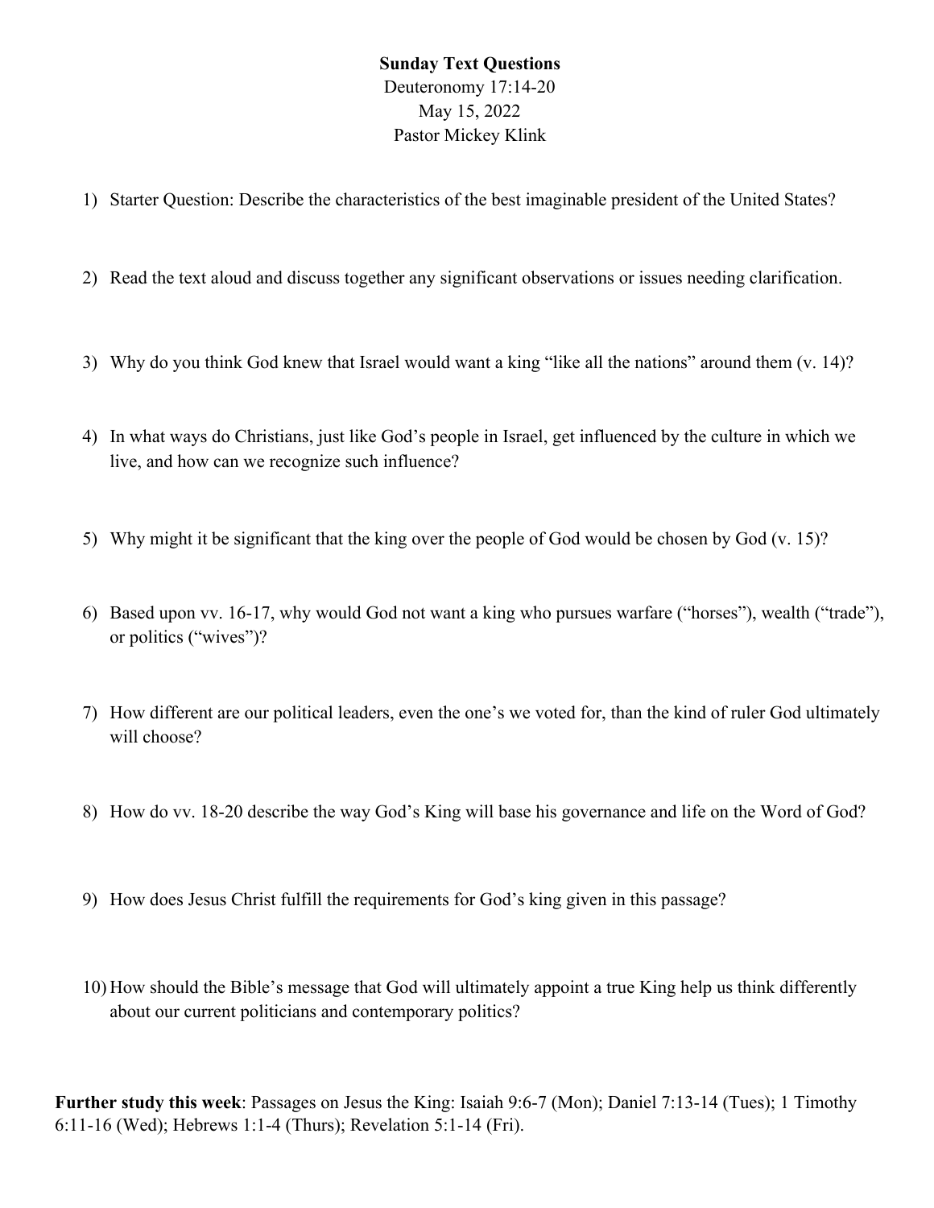**Sunday Text Questions**

Deuteronomy 17:14-20

May 15, 2022

Pastor Mickey Klink

1) Starter Question: Describe the characteristics of the best imaginable president of the United States?

2) Read the text aloud and discuss together any significant observations or issues needing clarification.

3) Why do you think God knew that Israel would want a king "like all the nations" around them (v. 14)?

4) In what ways do Christians, just like God's people in Israel, get influenced by the culture in which we live, and how can we recognize such influence?

5) Why might it be significant that the king over the people of God would be chosen by God (v. 15)?

6) Based upon vv. 16-17, why would God not want a king who pursues warfare ("horses"), wealth ("trade"), or politics ("wives")?

7) How different are our political leaders, even the one's we voted for, than the kind of ruler God ultimately will choose?

8) How do vv. 18-20 describe the way God's King will base his governance and life on the Word of God?

9) How does Jesus Christ fulfill the requirements for God's king given in this passage?

10) How should the Bible's message that God will ultimately appoint a true King help us think differently about our current politicians and contemporary politics?

**Further study this week**: Passages on Jesus the King: Isaiah 9:6-7 (Mon); Daniel 7:13-14 (Tues); 1 Timothy 6:11-16 (Wed); Hebrews 1:1-4 (Thurs); Revelation 5:1-14 (Fri).